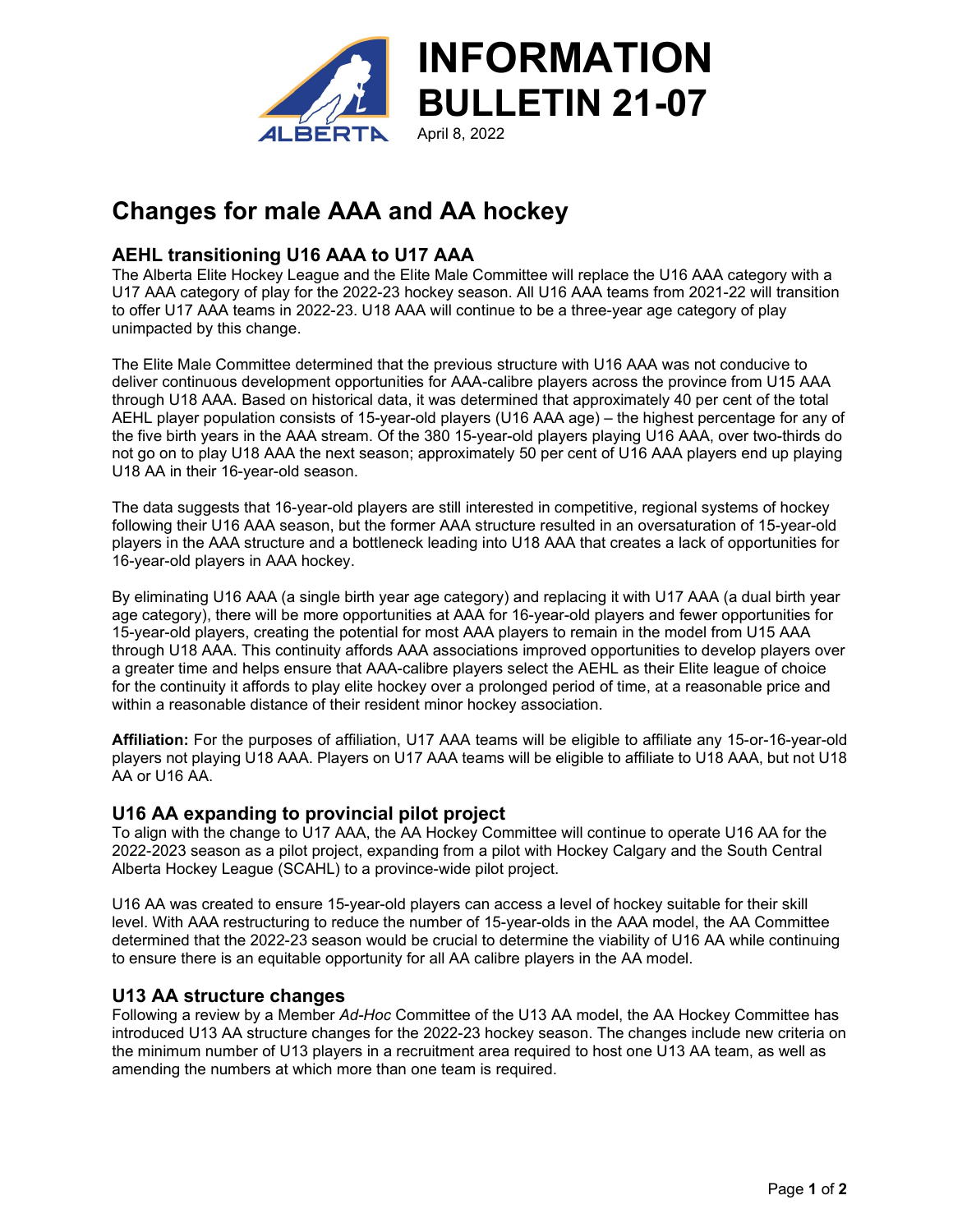# INFORMATION BULLETIN 21-07

April 8, 2022

## Changes for male AAA and AA hockey

### AEHL transitioning U16 AAA to U17 AAA

The Alberta Elite Hockey League and the Elite Male Committee will replace the U16 AAA category with a U17 AAA category of play for the 2022-23 hockey season. All U16 AAA teams from 2021-22 will transition to offer U17 AAA teams in 2022-23. U18 AAA will continue to be a three-year age category of play unimpacted by this change.

The Elite Male Committee determined that the previous structure with U16 AAA was not conducive to deliver continuous development opportunities for AAA-calibre players across the province from U15 AAA through U18 AAA. Based on historical data, it was determined that approximately 40 per cent of the total AEHL player population consists of 15-year-old players (U16 AAA age) – the highest percentage for any of the five birth years in the AAA stream. Of the 380 15-year-old players playing U16 AAA, over two-thirds do not go on to play U18 AAA the next season; approximately 50 per cent of U16 AAA players end up playing U18 AA in their 16-year-old season.

The data suggests that 16-year-old players are still interested in competitive, regional systems of hockey following their U16 AAA season, but the former AAA structure resulted in an oversaturation of 15-year-old players in the AAA structure and a bottleneck leading into U18 AAA that creates a lack of opportunities for 16-year-old players in AAA hockey.

By eliminating U16 AAA (a single birth year age category) and replacing it with U17 AAA (a dual birth year age category), there will be more opportunities at AAA for 16-year-old players and fewer opportunities for 15-year-old players, creating the potential for most AAA players to remain in the model from U15 AAA through U18 AAA. This continuity affords AAA associations improved opportunities to develop players over a greater time and helps ensure that AAA-calibre players select the AEHL as their Elite league of choice for the continuity it affords to play elite hockey over a prolonged period of time, at a reasonable price and within a reasonable distance of their resident minor hockey association.

**Affiliation:** For the purposes of affiliation, U17 AAA teams will be eligible to affiliate any 15-or-16-year-old players not playing U18 AAA. Players on U17 AAA teams will be eligible to affiliate to U18 AAA, but not U18 AA or U16 AA.

### U16 AA expanding to provincial pilot project

To align with the change to U17 AAA, the AA Hockey Committee will continue to operate U16 AA for the 2022-2023 season as a pilot project, expanding from a pilot with Hockey Calgary and the South Central Alberta Hockey League (SCAHL) to a province-wide pilot project.

U16 AA was created to ensure 15-year-old players can access a level of hockey suitable for their skill level. With AAA restructuring to reduce the number of 15-year-olds in the AAA model, the AA Committee determined that the 2022-23 season would be crucial to determine the viability of U16 AA while continuing to ensure there is an equitable opportunity for all AA calibre players in the AA model.

### U13 AA structure changes

Following a review by a Member *Ad-Hoc* Committee of the U13 AA model, the AA Hockey Committee has introduced U13 AA structure changes for the 2022-23 hockey season. The changes include new criteria on the minimum number of U13 players in a recruitment area required to host one U13 AA team, as well as amending the numbers at which more than one team is required.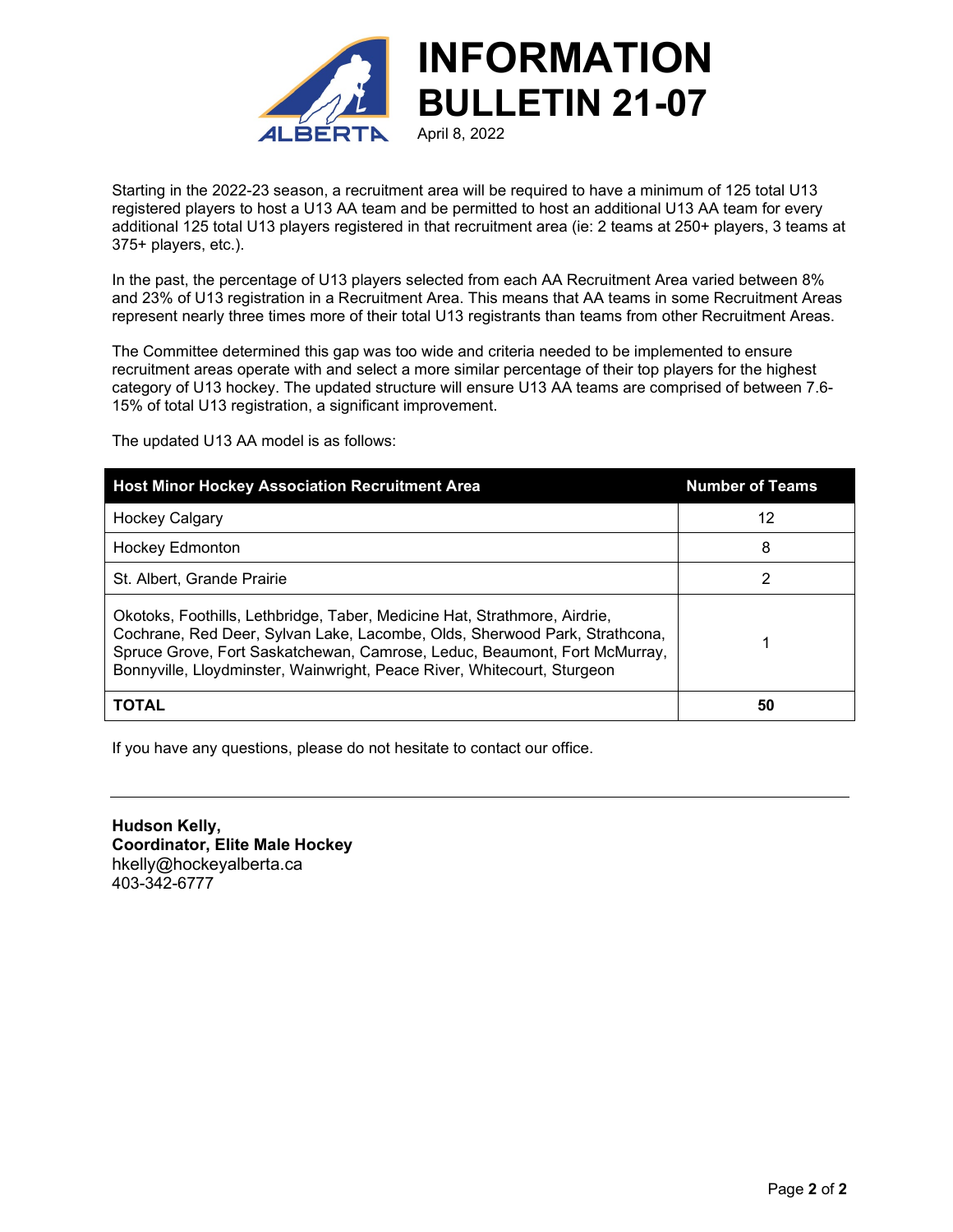# INFORMATION BULLETIN 21-07

April 8, 2022

Starting in the 2022-23 season, a recruitment area will be required to have a minimum of 125 total U13 registered players to host a U13 AA team and be permitted to host an additional U13 AA team for every additional 125 total U13 players registered in that recruitment area (ie: 2 teams at 250+ players, 3 teams at 375+ players, etc.).

In the past, the percentage of U13 players selected from each AA Recruitment Area varied between 8% and 23% of U13 registration in a Recruitment Area. This means that AA teams in some Recruitment Areas represent nearly three times more of their total U13 registrants than teams from other Recruitment Areas.

The Committee determined this gap was too wide and criteria needed to be implemented to ensure recruitment areas operate with and select a more similar percentage of their top players for the highest category of U13 hockey. The updated structure will ensure U13 AA teams are comprised of between 7.6-15% of total U13 registration, a significant improvement.

The updated U13 AA model is as follows:

| Host Minor Hockey Association Recruitment Area | Number of Teams |
|---|---|
| Hockey Calgary | 12 |
| Hockey Edmonton | 8 |
| St. Albert, Grande Prairie | 2 |
| Okotoks, Foothills, Lethbridge, Taber, Medicine Hat, Strathmore, Airdrie, Cochrane, Red Deer, Sylvan Lake, Lacombe, Olds, Sherwood Park, Strathcona, Spruce Grove, Fort Saskatchewan, Camrose, Leduc, Beaumont, Fort McMurray, Bonnyville, Lloydminster, Wainwright, Peace River, Whitecourt, Sturgeon | 1 |
| **TOTAL** | **50** |

If you have any questions, please do not hesitate to contact our office.

---

**Hudson Kelly,**
**Coordinator, Elite Male Hockey**
hkelly@hockeyalberta.ca
403-342-6777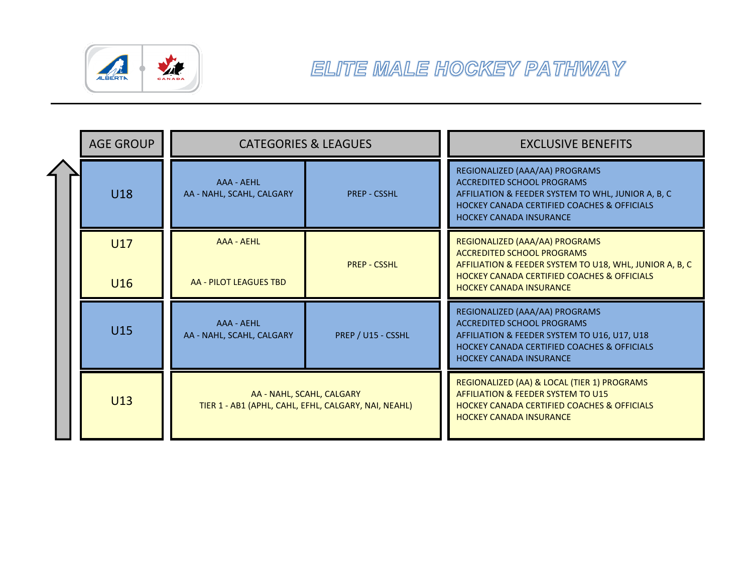# ELITE MALE HOCKEY PATHWAY

| AGE GROUP | CATEGORIES & LEAGUES | | EXCLUSIVE BENEFITS |
|---|---|---|---|
| U18 | AAA - AEHL<br>AA - NAHL, SCAHL, CALGARY | PREP - CSSHL | REGIONALIZED (AAA/AA) PROGRAMS<br>ACCREDITED SCHOOL PROGRAMS<br>AFFILIATION & FEEDER SYSTEM TO WHL, JUNIOR A, B, C<br>HOCKEY CANADA CERTIFIED COACHES & OFFICIALS<br>HOCKEY CANADA INSURANCE |
| U17<br>U16 | AAA - AEHL<br>AA - PILOT LEAGUES TBD | PREP - CSSHL | REGIONALIZED (AAA/AA) PROGRAMS<br>ACCREDITED SCHOOL PROGRAMS<br>AFFILIATION & FEEDER SYSTEM TO U18, WHL, JUNIOR A, B, C<br>HOCKEY CANADA CERTIFIED COACHES & OFFICIALS<br>HOCKEY CANADA INSURANCE |
| U15 | AAA - AEHL<br>AA - NAHL, SCAHL, CALGARY | PREP / U15 - CSSHL | REGIONALIZED (AAA/AA) PROGRAMS<br>ACCREDITED SCHOOL PROGRAMS<br>AFFILIATION & FEEDER SYSTEM TO U16, U17, U18<br>HOCKEY CANADA CERTIFIED COACHES & OFFICIALS<br>HOCKEY CANADA INSURANCE |
| U13 | AA - NAHL, SCAHL, CALGARY<br>TIER 1 - AB1 (APHL, CAHL, EFHL, CALGARY, NAI, NEAHL) | | REGIONALIZED (AA) & LOCAL (TIER 1) PROGRAMS<br>AFFILIATION & FEEDER SYSTEM TO U15<br>HOCKEY CANADA CERTIFIED COACHES & OFFICIALS<br>HOCKEY CANADA INSURANCE |